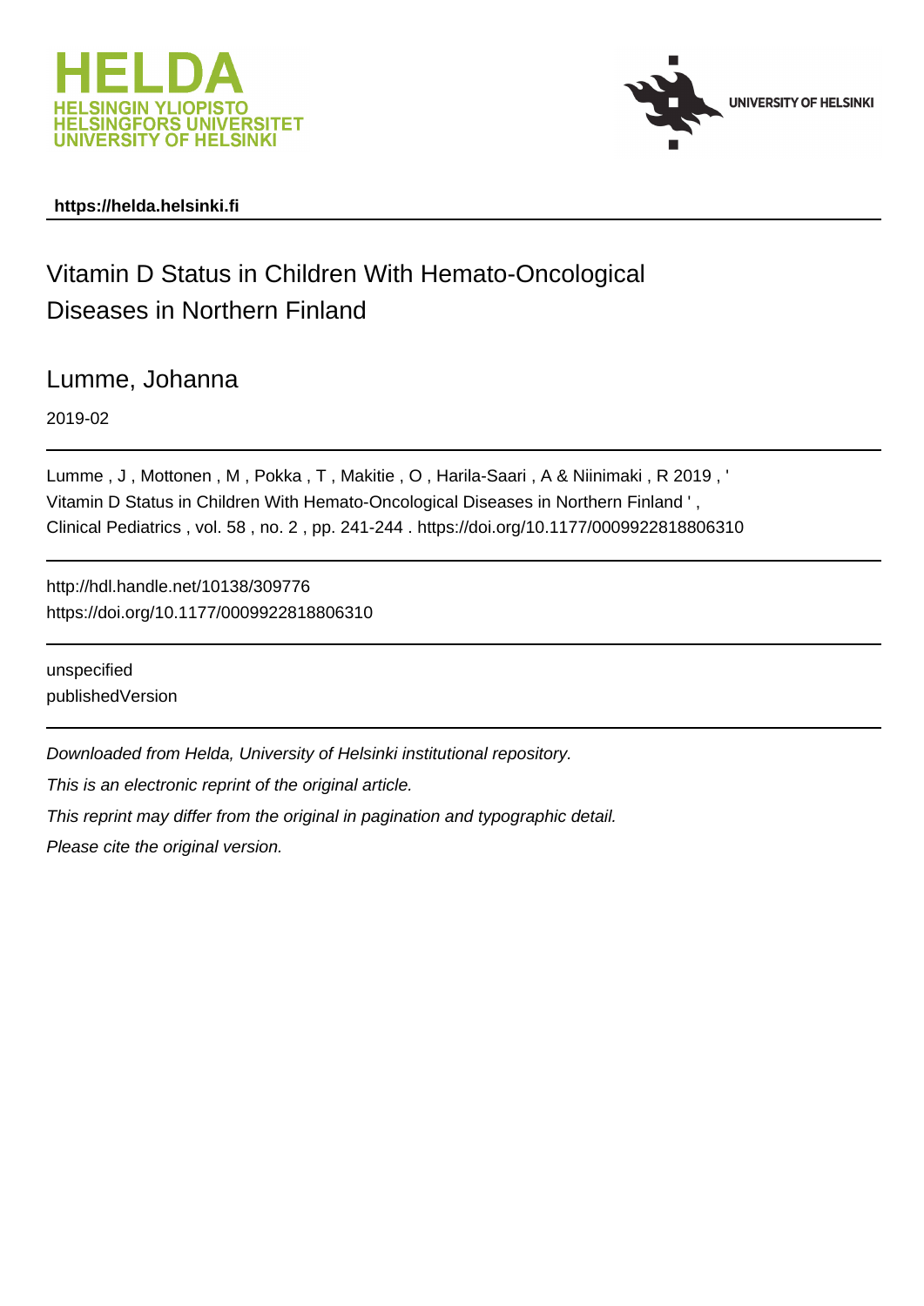HELDA
HELSINGIN YLIOPISTO
HELSINGFORS UNIVERSITET
UNIVERSITY OF HELSINKI

UNIVERSITY OF HELSINKI

**https://helda.helsinki.fi**

# Vitamin D Status in Children With Hemato-Oncological Diseases in Northern Finland

## Lumme, Johanna

2019-02

Lumme , J , Mottonen , M , Pokka , T , Makitie , O , Harila-Saari , A & Niinimaki , R 2019 , ' Vitamin D Status in Children With Hemato-Oncological Diseases in Northern Finland ' , Clinical Pediatrics , vol. 58 , no. 2 , pp. 241-244 . https://doi.org/10.1177/0009922818806310

http://hdl.handle.net/10138/309776
https://doi.org/10.1177/0009922818806310

unspecified
publishedVersion

*Downloaded from Helda, University of Helsinki institutional repository.*

*This is an electronic reprint of the original article.*

*This reprint may differ from the original in pagination and typographic detail.*

*Please cite the original version.*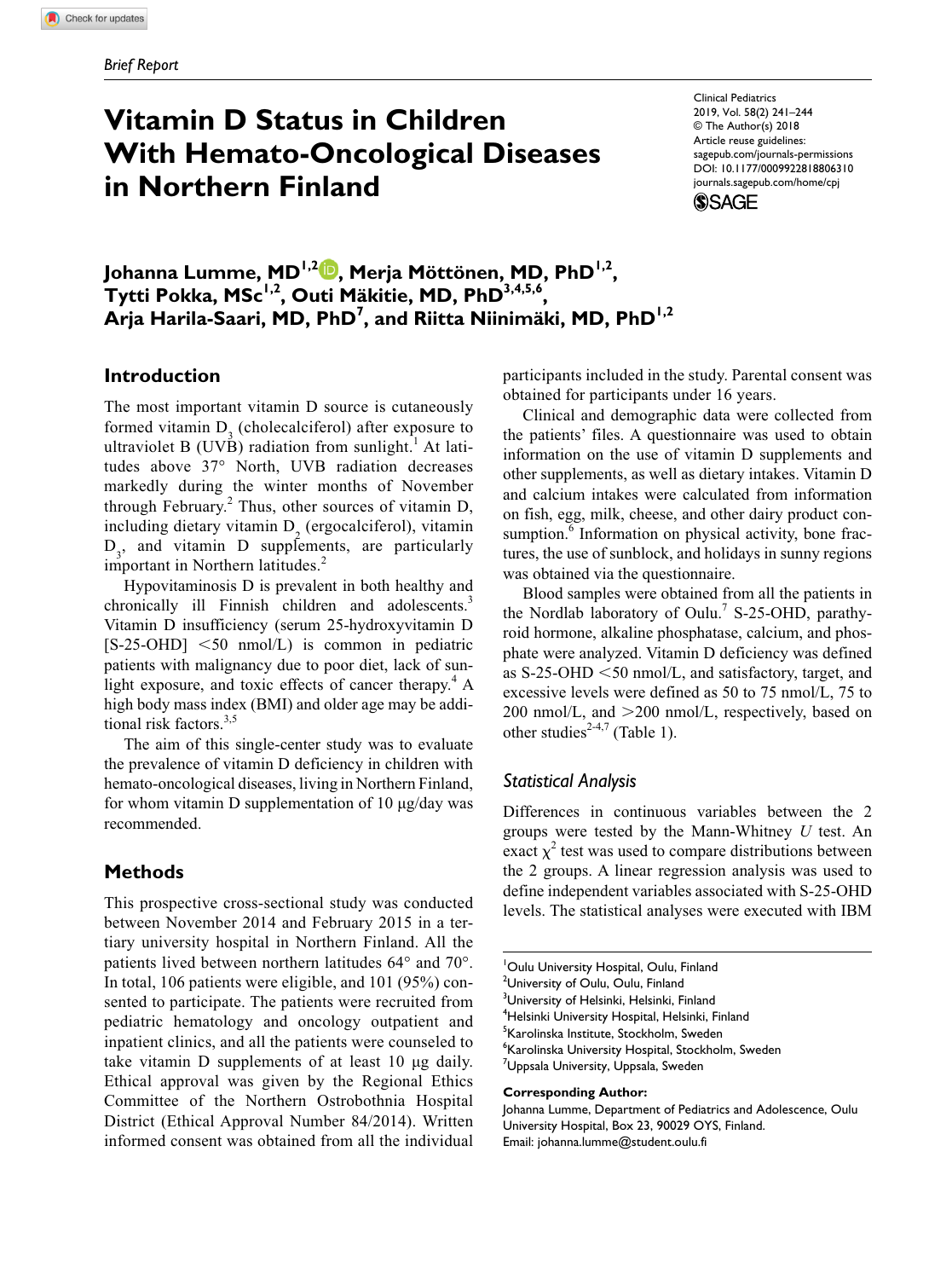*Brief Report*

# Vitamin D Status in Children With Hemato-Oncological Diseases in Northern Finland

**Johanna Lumme, MD[1,2], Merja Möttönen, MD, PhD[1,2], Tytti Pokka, MSc[1,2], Outi Mäkitie, MD, PhD[3,4,5,6], Arja Harila-Saari, MD, PhD[7], and Riitta Niinimäki, MD, PhD[1,2]**

## Introduction

The most important vitamin D source is cutaneously formed vitamin $D_3$ (cholecalciferol) after exposure to ultraviolet B (UVB) radiation from sunlight.[1] At latitudes above 37° North, UVB radiation decreases markedly during the winter months of November through February.[2] Thus, other sources of vitamin D, including dietary vitamin $D_2$ (ergocalciferol), vitamin $D_3$, and vitamin D supplements, are particularly important in Northern latitudes.[2]

Hypovitaminosis D is prevalent in both healthy and chronically ill Finnish children and adolescents.[3] Vitamin D insufficiency (serum 25-hydroxyvitamin D [S-25-OHD] <50 nmol/L) is common in pediatric patients with malignancy due to poor diet, lack of sunlight exposure, and toxic effects of cancer therapy.[4] A high body mass index (BMI) and older age may be additional risk factors.[3,5]

The aim of this single-center study was to evaluate the prevalence of vitamin D deficiency in children with hemato-oncological diseases, living in Northern Finland, for whom vitamin D supplementation of 10 µg/day was recommended.

## Methods

This prospective cross-sectional study was conducted between November 2014 and February 2015 in a tertiary university hospital in Northern Finland. All the patients lived between northern latitudes 64° and 70°. In total, 106 patients were eligible, and 101 (95%) consented to participate. The patients were recruited from pediatric hematology and oncology outpatient and inpatient clinics, and all the patients were counseled to take vitamin D supplements of at least 10 µg daily. Ethical approval was given by the Regional Ethics Committee of the Northern Ostrobothnia Hospital District (Ethical Approval Number 84/2014). Written informed consent was obtained from all the individual participants included in the study. Parental consent was obtained for participants under 16 years.

Clinical and demographic data were collected from the patients' files. A questionnaire was used to obtain information on the use of vitamin D supplements and other supplements, as well as dietary intakes. Vitamin D and calcium intakes were calculated from information on fish, egg, milk, cheese, and other dairy product consumption.[6] Information on physical activity, bone fractures, the use of sunblock, and holidays in sunny regions was obtained via the questionnaire.

Blood samples were obtained from all the patients in the Nordlab laboratory of Oulu.[7] S-25-OHD, parathyroid hormone, alkaline phosphatase, calcium, and phosphate were analyzed. Vitamin D deficiency was defined as S-25-OHD <50 nmol/L, and satisfactory, target, and excessive levels were defined as 50 to 75 nmol/L, 75 to 200 nmol/L, and >200 nmol/L, respectively, based on other studies[2-4,7] (Table 1).

### *Statistical Analysis*

Differences in continuous variables between the 2 groups were tested by the Mann-Whitney *U* test. An exact $\chi^2$ test was used to compare distributions between the 2 groups. A linear regression analysis was used to define independent variables associated with S-25-OHD levels. The statistical analyses were executed with IBM

---

[1]Oulu University Hospital, Oulu, Finland
[2]University of Oulu, Oulu, Finland
[3]University of Helsinki, Helsinki, Finland
[4]Helsinki University Hospital, Helsinki, Finland
[5]Karolinska Institute, Stockholm, Sweden
[6]Karolinska University Hospital, Stockholm, Sweden
[7]Uppsala University, Uppsala, Sweden

**Corresponding Author:**
Johanna Lumme, Department of Pediatrics and Adolescence, Oulu University Hospital, Box 23, 90029 OYS, Finland.
Email: johanna.lumme@student.oulu.fi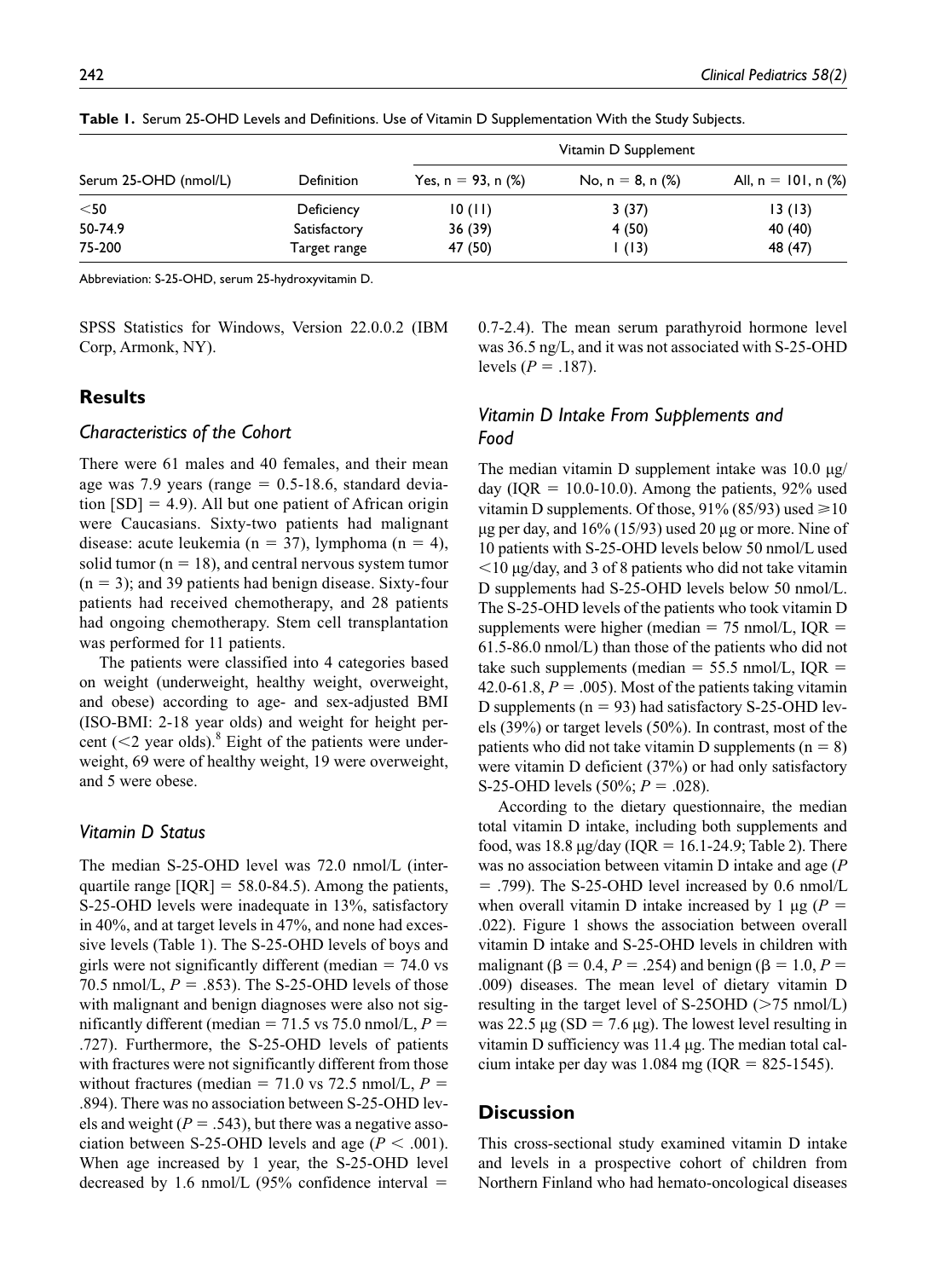**Table 1.** Serum 25-OHD Levels and Definitions. Use of Vitamin D Supplementation With the Study Subjects.

| Serum 25-OHD (nmol/L) | Definition | Vitamin D Supplement | | |
|---|---|---|---|---|
| | | Yes, n = 93, n (%) | No, n = 8, n (%) | All, n = 101, n (%) |
| <50 | Deficiency | 10 (11) | 3 (37) | 13 (13) |
| 50-74.9 | Satisfactory | 36 (39) | 4 (50) | 40 (40) |
| 75-200 | Target range | 47 (50) | 1 (13) | 48 (47) |

Abbreviation: S-25-OHD, serum 25-hydroxyvitamin D.

SPSS Statistics for Windows, Version 22.0.0.2 (IBM Corp, Armonk, NY).

## Results

### Characteristics of the Cohort

There were 61 males and 40 females, and their mean age was 7.9 years (range = 0.5-18.6, standard deviation [SD] = 4.9). All but one patient of African origin were Caucasians. Sixty-two patients had malignant disease: acute leukemia (n = 37), lymphoma (n = 4), solid tumor (n = 18), and central nervous system tumor (n = 3); and 39 patients had benign disease. Sixty-four patients had received chemotherapy, and 28 patients had ongoing chemotherapy. Stem cell transplantation was performed for 11 patients.

The patients were classified into 4 categories based on weight (underweight, healthy weight, overweight, and obese) according to age- and sex-adjusted BMI (ISO-BMI: 2-18 year olds) and weight for height percent (<2 year olds).[8] Eight of the patients were underweight, 69 were of healthy weight, 19 were overweight, and 5 were obese.

### Vitamin D Status

The median S-25-OHD level was 72.0 nmol/L (interquartile range [IQR] = 58.0-84.5). Among the patients, S-25-OHD levels were inadequate in 13%, satisfactory in 40%, and at target levels in 47%, and none had excessive levels (Table 1). The S-25-OHD levels of boys and girls were not significantly different (median = 74.0 vs 70.5 nmol/L, $P$ = .853). The S-25-OHD levels of those with malignant and benign diagnoses were also not significantly different (median = 71.5 vs 75.0 nmol/L, $P$ = .727). Furthermore, the S-25-OHD levels of patients with fractures were not significantly different from those without fractures (median = 71.0 vs 72.5 nmol/L, $P$ = .894). There was no association between S-25-OHD levels and weight ($P$ = .543), but there was a negative association between S-25-OHD levels and age ($P < .001$). When age increased by 1 year, the S-25-OHD level decreased by 1.6 nmol/L (95% confidence interval = 0.7-2.4). The mean serum parathyroid hormone level was 36.5 ng/L, and it was not associated with S-25-OHD levels ($P$ = .187).

### Vitamin D Intake From Supplements and Food

The median vitamin D supplement intake was 10.0 μg/day (IQR = 10.0-10.0). Among the patients, 92% used vitamin D supplements. Of those, 91% (85/93) used ≥10 μg per day, and 16% (15/93) used 20 μg or more. Nine of 10 patients with S-25-OHD levels below 50 nmol/L used <10 μg/day, and 3 of 8 patients who did not take vitamin D supplements had S-25-OHD levels below 50 nmol/L. The S-25-OHD levels of the patients who took vitamin D supplements were higher (median = 75 nmol/L, IQR = 61.5-86.0 nmol/L) than those of the patients who did not take such supplements (median = 55.5 nmol/L, IQR = 42.0-61.8, $P$ = .005). Most of the patients taking vitamin D supplements (n = 93) had satisfactory S-25-OHD levels (39%) or target levels (50%). In contrast, most of the patients who did not take vitamin D supplements (n = 8) were vitamin D deficient (37%) or had only satisfactory S-25-OHD levels (50%; $P$ = .028).

According to the dietary questionnaire, the median total vitamin D intake, including both supplements and food, was 18.8 μg/day (IQR = 16.1-24.9; Table 2). There was no association between vitamin D intake and age ($P$ = .799). The S-25-OHD level increased by 0.6 nmol/L when overall vitamin D intake increased by 1 μg ($P$ = .022). Figure 1 shows the association between overall vitamin D intake and S-25-OHD levels in children with malignant ($\beta$ = 0.4, $P$ = .254) and benign ($\beta$ = 1.0, $P$ = .009) diseases. The mean level of dietary vitamin D resulting in the target level of S-25OHD (>75 nmol/L) was 22.5 μg (SD = 7.6 μg). The lowest level resulting in vitamin D sufficiency was 11.4 μg. The median total calcium intake per day was 1.084 mg (IQR = 825-1545).

## Discussion

This cross-sectional study examined vitamin D intake and levels in a prospective cohort of children from Northern Finland who had hemato-oncological diseases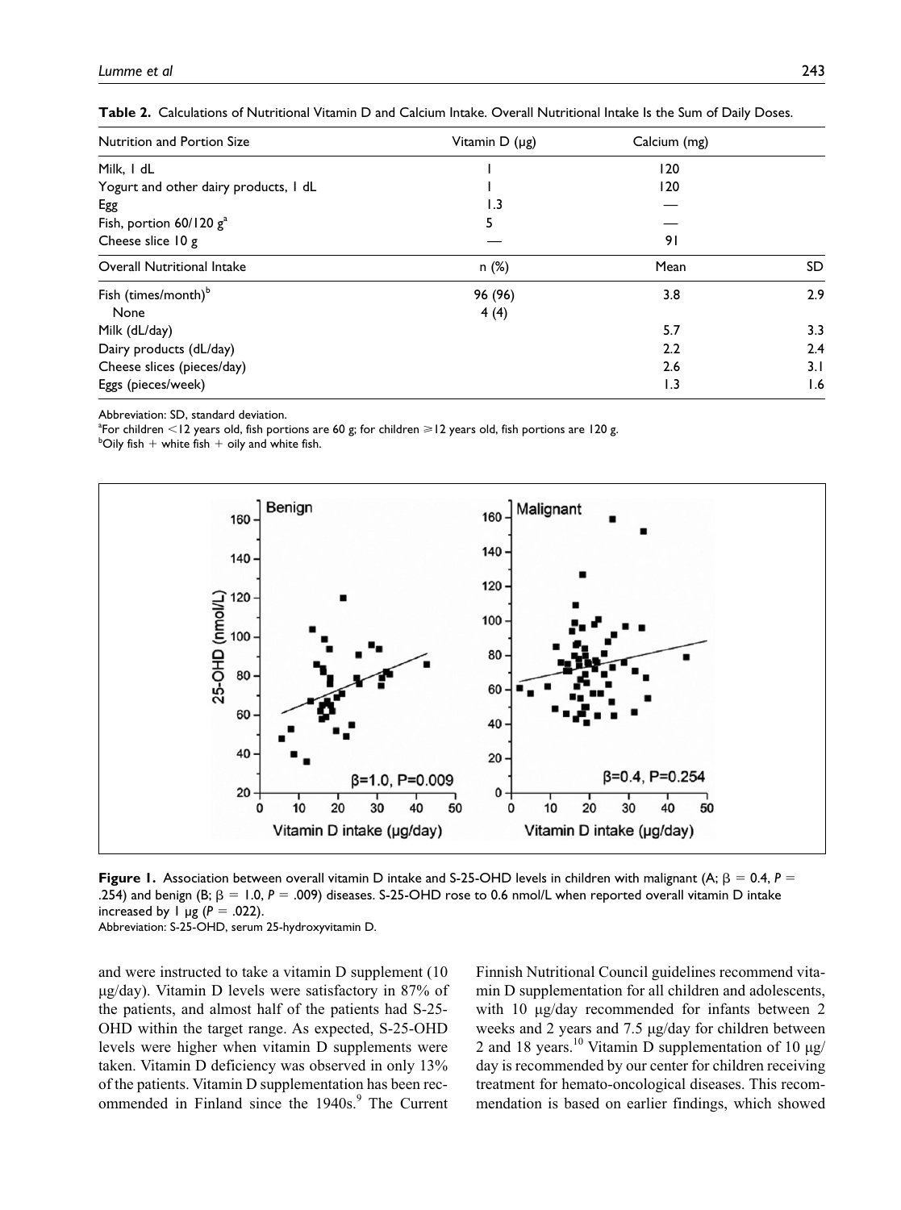**Table 2.** Calculations of Nutritional Vitamin D and Calcium Intake. Overall Nutritional Intake Is the Sum of Daily Doses.

| Nutrition and Portion Size | Vitamin D (μg) | Calcium (mg) | |
|---|---|---|---|
| Milk, 1 dL | 1 | 120 | |
| Yogurt and other dairy products, 1 dL | 1 | 120 | |
| Egg | 1.3 | — | |
| Fish, portion 60/120 g[a] | 5 | — | |
| Cheese slice 10 g | — | 91 | |
| **Overall Nutritional Intake** | **n (%)** | **Mean** | **SD** |
| Fish (times/month)[b] | 96 (96) | 3.8 | 2.9 |
| None | 4 (4) | | |
| Milk (dL/day) | | 5.7 | 3.3 |
| Dairy products (dL/day) | | 2.2 | 2.4 |
| Cheese slices (pieces/day) | | 2.6 | 3.1 |
| Eggs (pieces/week) | | 1.3 | 1.6 |

Abbreviation: SD, standard deviation.

[a]For children <12 years old, fish portions are 60 g; for children ≥12 years old, fish portions are 120 g.

[b]Oily fish + white fish + oily and white fish.

**Figure 1.** Association between overall vitamin D intake and S-25-OHD levels in children with malignant (A; $\beta = 0.4$, $P = .254$) and benign (B; $\beta = 1.0$, $P = .009$) diseases. S-25-OHD rose to 0.6 nmol/L when reported overall vitamin D intake increased by 1 μg ($P = .022$).

Abbreviation: S-25-OHD, serum 25-hydroxyvitamin D.

and were instructed to take a vitamin D supplement (10 μg/day). Vitamin D levels were satisfactory in 87% of the patients, and almost half of the patients had S-25-OHD within the target range. As expected, S-25-OHD levels were higher when vitamin D supplements were taken. Vitamin D deficiency was observed in only 13% of the patients. Vitamin D supplementation has been recommended in Finland since the 1940s.[9] The Current Finnish Nutritional Council guidelines recommend vitamin D supplementation for all children and adolescents, with 10 μg/day recommended for infants between 2 weeks and 2 years and 7.5 μg/day for children between 2 and 18 years.[10] Vitamin D supplementation of 10 μg/day is recommended by our center for children receiving treatment for hemato-oncological diseases. This recommendation is based on earlier findings, which showed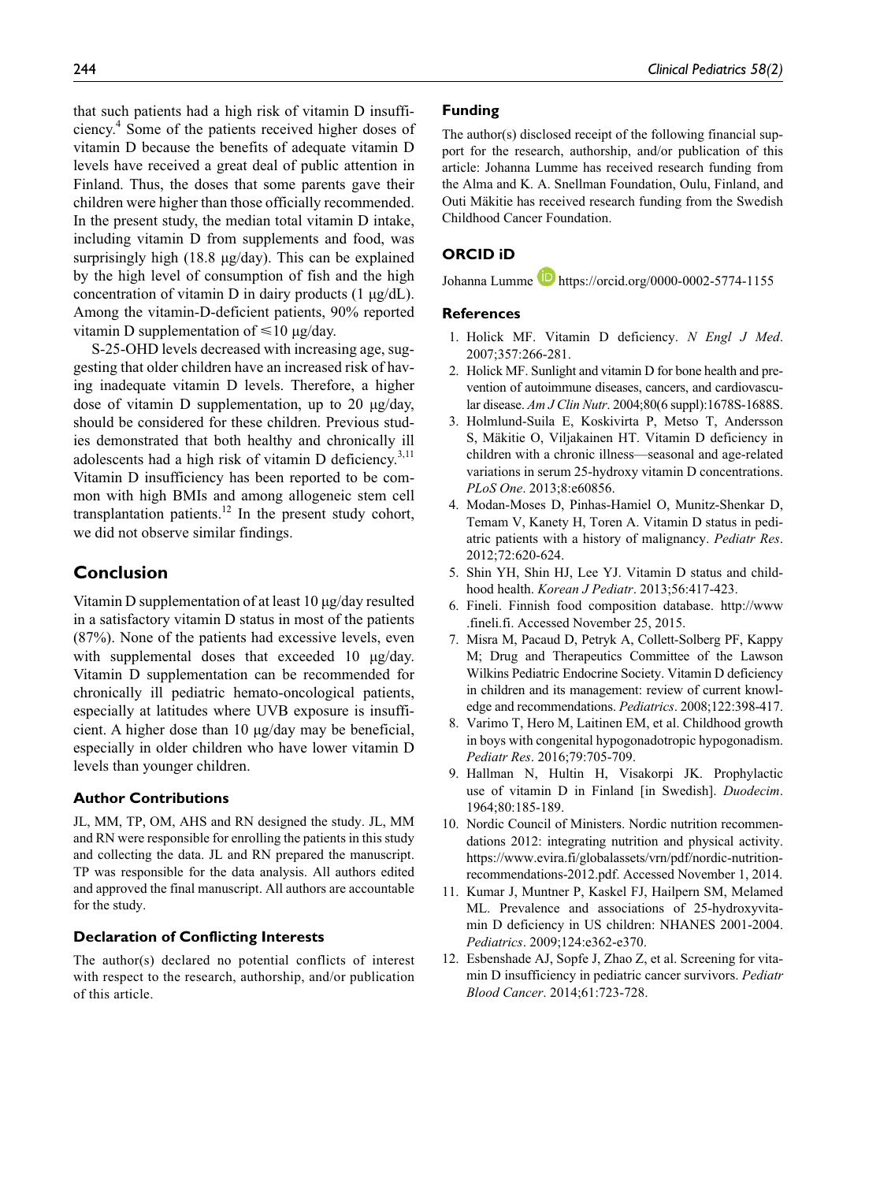that such patients had a high risk of vitamin D insufficiency.[4] Some of the patients received higher doses of vitamin D because the benefits of adequate vitamin D levels have received a great deal of public attention in Finland. Thus, the doses that some parents gave their children were higher than those officially recommended. In the present study, the median total vitamin D intake, including vitamin D from supplements and food, was surprisingly high (18.8 μg/day). This can be explained by the high level of consumption of fish and the high concentration of vitamin D in dairy products (1 μg/dL). Among the vitamin-D-deficient patients, 90% reported vitamin D supplementation of ≤10 μg/day.

S-25-OHD levels decreased with increasing age, suggesting that older children have an increased risk of having inadequate vitamin D levels. Therefore, a higher dose of vitamin D supplementation, up to 20 μg/day, should be considered for these children. Previous studies demonstrated that both healthy and chronically ill adolescents had a high risk of vitamin D deficiency.[3,11] Vitamin D insufficiency has been reported to be common with high BMIs and among allogeneic stem cell transplantation patients.[12] In the present study cohort, we did not observe similar findings.

## Conclusion

Vitamin D supplementation of at least 10 μg/day resulted in a satisfactory vitamin D status in most of the patients (87%). None of the patients had excessive levels, even with supplemental doses that exceeded 10 μg/day. Vitamin D supplementation can be recommended for chronically ill pediatric hemato-oncological patients, especially at latitudes where UVB exposure is insufficient. A higher dose than 10 μg/day may be beneficial, especially in older children who have lower vitamin D levels than younger children.

### Author Contributions

JL, MM, TP, OM, AHS and RN designed the study. JL, MM and RN were responsible for enrolling the patients in this study and collecting the data. JL and RN prepared the manuscript. TP was responsible for the data analysis. All authors edited and approved the final manuscript. All authors are accountable for the study.

### Declaration of Conflicting Interests

The author(s) declared no potential conflicts of interest with respect to the research, authorship, and/or publication of this article.

### Funding

The author(s) disclosed receipt of the following financial support for the research, authorship, and/or publication of this article: Johanna Lumme has received research funding from the Alma and K. A. Snellman Foundation, Oulu, Finland, and Outi Mäkitie has received research funding from the Swedish Childhood Cancer Foundation.

### ORCID iD

Johanna Lumme https://orcid.org/0000-0002-5774-1155

### References

1. Holick MF. Vitamin D deficiency. *N Engl J Med*. 2007;357:266-281.
2. Holick MF. Sunlight and vitamin D for bone health and prevention of autoimmune diseases, cancers, and cardiovascular disease. *Am J Clin Nutr*. 2004;80(6 suppl):1678S-1688S.
3. Holmlund-Suila E, Koskivirta P, Metso T, Andersson S, Mäkitie O, Viljakainen HT. Vitamin D deficiency in children with a chronic illness—seasonal and age-related variations in serum 25-hydroxy vitamin D concentrations. *PLoS One*. 2013;8:e60856.
4. Modan-Moses D, Pinhas-Hamiel O, Munitz-Shenkar D, Temam V, Kanety H, Toren A. Vitamin D status in pediatric patients with a history of malignancy. *Pediatr Res*. 2012;72:620-624.
5. Shin YH, Shin HJ, Lee YJ. Vitamin D status and childhood health. *Korean J Pediatr*. 2013;56:417-423.
6. Fineli. Finnish food composition database. http://www.fineli.fi. Accessed November 25, 2015.
7. Misra M, Pacaud D, Petryk A, Collett-Solberg PF, Kappy M; Drug and Therapeutics Committee of the Lawson Wilkins Pediatric Endocrine Society. Vitamin D deficiency in children and its management: review of current knowledge and recommendations. *Pediatrics*. 2008;122:398-417.
8. Varimo T, Hero M, Laitinen EM, et al. Childhood growth in boys with congenital hypogonadotropic hypogonadism. *Pediatr Res*. 2016;79:705-709.
9. Hallman N, Hultin H, Visakorpi JK. Prophylactic use of vitamin D in Finland [in Swedish]. *Duodecim*. 1964;80:185-189.
10. Nordic Council of Ministers. Nordic nutrition recommendations 2012: integrating nutrition and physical activity. https://www.evira.fi/globalassets/vrn/pdf/nordic-nutrition-recommendations-2012.pdf. Accessed November 1, 2014.
11. Kumar J, Muntner P, Kaskel FJ, Hailpern SM, Melamed ML. Prevalence and associations of 25-hydroxyvitamin D deficiency in US children: NHANES 2001-2004. *Pediatrics*. 2009;124:e362-e370.
12. Esbenshade AJ, Sopfe J, Zhao Z, et al. Screening for vitamin D insufficiency in pediatric cancer survivors. *Pediatr Blood Cancer*. 2014;61:723-728.